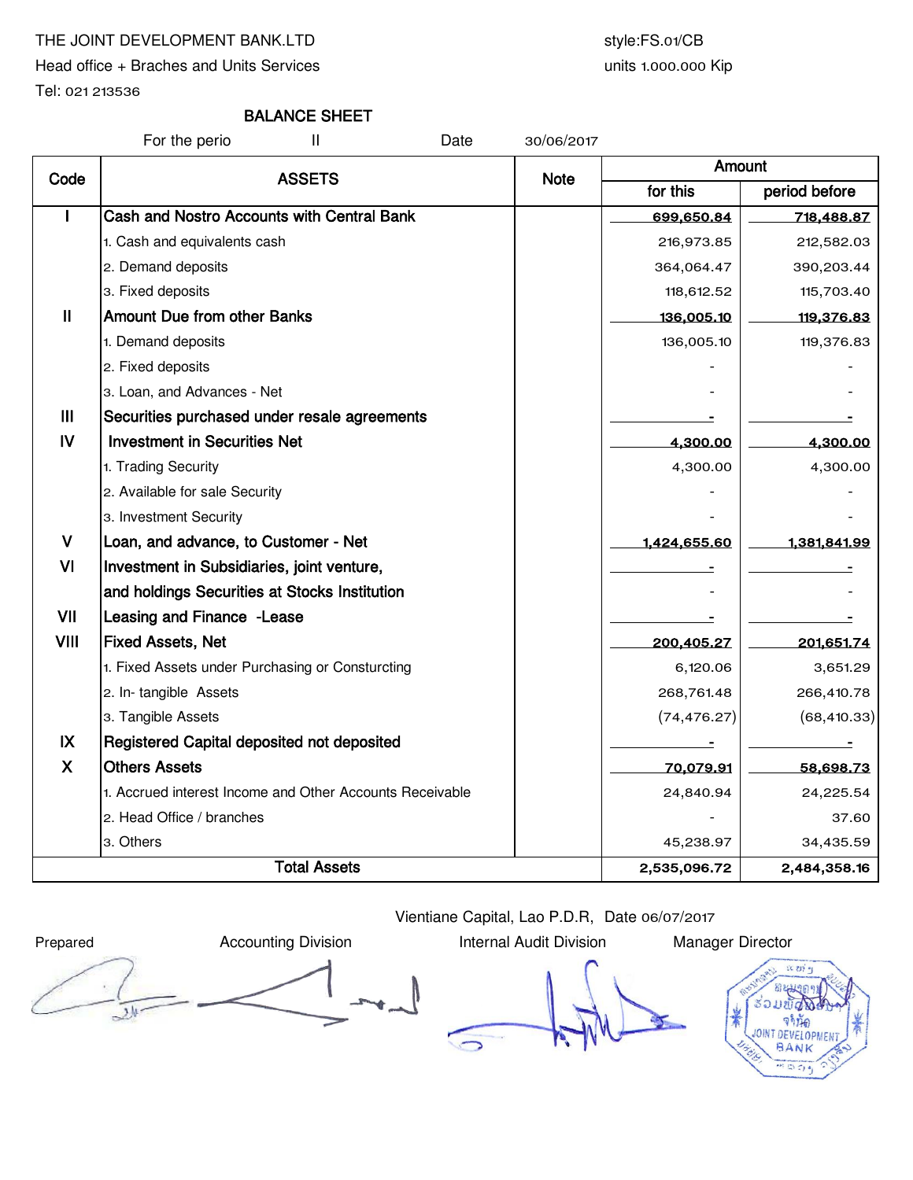THE JOINT DEVELOPMENT BANK.LTD

Head office + Braches and Units Services

Tel: 021 213536

style:FS.01/CB

units 1.000.000 Kip

# BALANCE SHEET

For the perio II Date 30/06/2017

| Code | ASSETS | Note | Amount | |
|---|---|---|---|---|
| | | | for this | period before |
| I | **Cash and Nostro Accounts with Central Bank** | | **699,650.84** | **718,488.87** |
| | 1. Cash and equivalents cash | | 216,973.85 | 212,582.03 |
| | 2. Demand deposits | | 364,064.47 | 390,203.44 |
| | 3. Fixed deposits | | 118,612.52 | 115,703.40 |
| II | **Amount Due from other Banks** | | **136,005.10** | **119,376.83** |
| | 1. Demand deposits | | 136,005.10 | 119,376.83 |
| | 2. Fixed deposits | | - | - |
| | 3. Loan, and Advances - Net | | - | - |
| III | **Securities purchased under resale agreements** | | **-** | **-** |
| IV | **Investment in Securities Net** | | **4,300.00** | **4,300.00** |
| | 1. Trading Security | | 4,300.00 | 4,300.00 |
| | 2. Available for sale Security | | - | - |
| | 3. Investment Security | | - | - |
| V | **Loan, and advance, to Customer - Net** | | **1,424,655.60** | **1,381,841.99** |
| VI | **Investment in Subsidiaries, joint venture,** | | **-** | **-** |
| | **and holdings Securities at Stocks Institution** | | - | - |
| VII | **Leasing and Finance -Lease** | | **-** | **-** |
| VIII | **Fixed Assets, Net** | | **200,405.27** | **201,651.74** |
| | 1. Fixed Assets under Purchasing or Consturcting | | 6,120.06 | 3,651.29 |
| | 2. In- tangible Assets | | 268,761.48 | 266,410.78 |
| | 3. Tangible Assets | | (74,476.27) | (68,410.33) |
| IX | **Registered Capital deposited not deposited** | | **-** | **-** |
| X | **Others Assets** | | **70,079.91** | **58,698.73** |
| | 1. Accrued interest Income and Other Accounts Receivable | | 24,840.94 | 24,225.54 |
| | 2. Head Office / branches | | - | 37.60 |
| | 3. Others | | 45,238.97 | 34,435.59 |
| | **Total Assets** | | **2,535,096.72** | **2,484,358.16** |

Vientiane Capital, Lao P.D.R, Date 06/07/2017

| Prepared | Accounting Division | Internal Audit Division | Manager Director |
|---|---|---|---|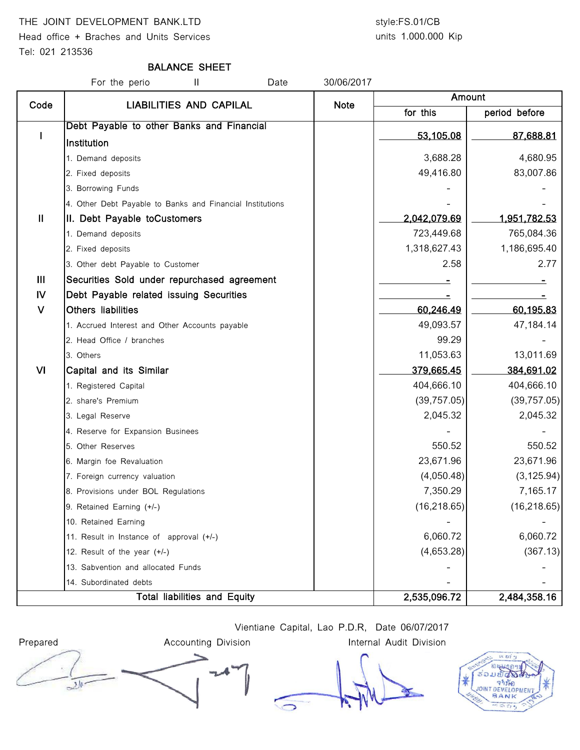THE JOINT DEVELOPMENT BANK.LTD

Head office + Braches and Units Services

Tel: 021 213536

style:FS.01/CB

units 1.000.000 Kip

## BALANCE SHEET

For the perio II Date 30/06/2017

| Code | LIABILITIES AND CAPILAL | Note | Amount | |
|---|---|---|---|---|
| | | | for this | period before |
| I | Debt Payable to other Banks and Financial Institution | | 53,105.08 | 87,688.81 |
| | 1. Demand deposits | | 3,688.28 | 4,680.95 |
| | 2. Fixed deposits | | 49,416.80 | 83,007.86 |
| | 3. Borrowing Funds | | - | - |
| | 4. Other Debt Payable to Banks and Financial Institutions | | - | - |
| II | II. Debt Payable toCustomers | | 2,042,079.69 | 1,951,782.53 |
| | 1. Demand deposits | | 723,449.68 | 765,084.36 |
| | 2. Fixed deposits | | 1,318,627.43 | 1,186,695.40 |
| | 3. Other debt Payable to Customer | | 2.58 | 2.77 |
| III | Securities Sold under repurchased agreement | | - | - |
| IV | Debt Payable related issuing Securities | | - | - |
| V | Others liabilities | | 60,246.49 | 60,195.83 |
| | 1. Accrued Interest and Other Accounts payable | | 49,093.57 | 47,184.14 |
| | 2. Head Office / branches | | 99.29 | - |
| | 3. Others | | 11,053.63 | 13,011.69 |
| VI | Capital and its Similar | | 379,665.45 | 384,691.02 |
| | 1. Registered Capital | | 404,666.10 | 404,666.10 |
| | 2. share's Premium | | (39,757.05) | (39,757.05) |
| | 3. Legal Reserve | | 2,045.32 | 2,045.32 |
| | 4. Reserve for Expansion Businees | | - | - |
| | 5. Other Reserves | | 550.52 | 550.52 |
| | 6. Margin foe Revaluation | | 23,671.96 | 23,671.96 |
| | 7. Foreign currency valuation | | (4,050.48) | (3,125.94) |
| | 8. Provisions under BOL Regulations | | 7,350.29 | 7,165.17 |
| | 9. Retained Earning (+/-) | | (16,218.65) | (16,218.65) |
| | 10. Retained Earning | | - | - |
| | 11. Result in Instance of approval (+/-) | | 6,060.72 | 6,060.72 |
| | 12. Result of the year (+/-) | | (4,653.28) | (367.13) |
| | 13. Sabvention and allocated Funds | | - | - |
| | 14. Subordinated debts | | - | - |
| | Total liabilities and Equity | | 2,535,096.72 | 2,484,358.16 |

Vientiane Capital, Lao P.D.R, Date 06/07/2017

Prepared | Accounting Division | Internal Audit Division

JOINT DEVELOPMENT BANK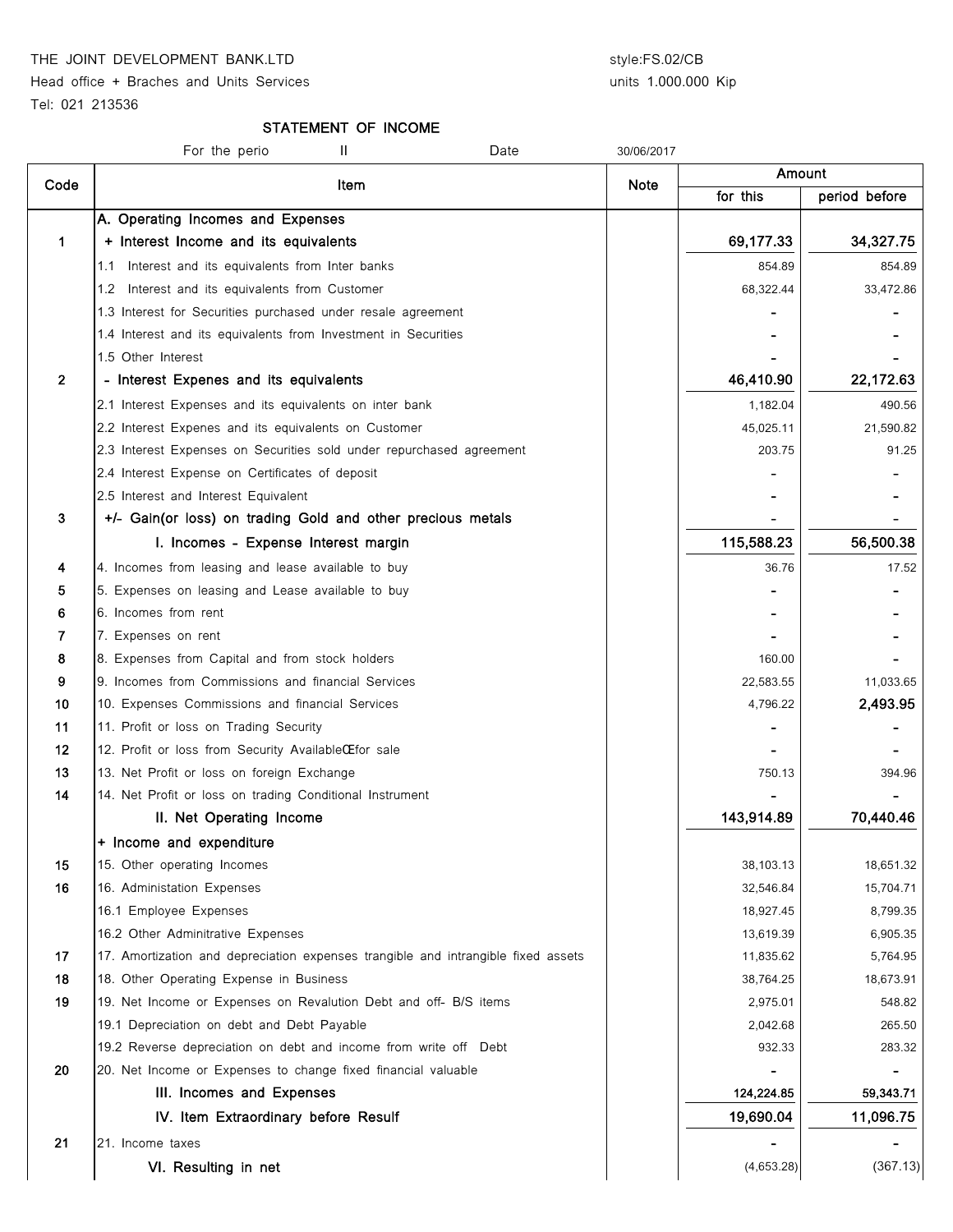THE JOINT DEVELOPMENT BANK.LTD

Head office + Braches and Units Services

Tel: 021 213536

style:FS.02/CB

units 1.000.000 Kip

## STATEMENT OF INCOME

For the perio II Date 30/06/2017

| Code | Item | Note | Amount | |
|---|---|---|---|---|
| | | | for this | period before |
| | A. Operating Incomes and Expenses | | | |
| 1 | + Interest Income and its equivalents | | **69,177.33** | **34,327.75** |
| | 1.1 Interest and its equivalents from Inter banks | | 854.89 | 854.89 |
| | 1.2 Interest and its equivalents from Customer | | 68,322.44 | 33,472.86 |
| | 1.3 Interest for Securities purchased under resale agreement | | - | - |
| | 1.4 Interest and its equivalents from Investment in Securities | | - | - |
| | 1.5 Other Interest | | - | - |
| 2 | - Interest Expenes and its equivalents | | **46,410.90** | **22,172.63** |
| | 2.1 Interest Expenses and its equivalents on inter bank | | 1,182.04 | 490.56 |
| | 2.2 Interest Expenes and its equivalents on Customer | | 45,025.11 | 21,590.82 |
| | 2.3 Interest Expenses on Securities sold under repurchased agreement | | 203.75 | 91.25 |
| | 2.4 Interest Expense on Certificates of deposit | | - | - |
| | 2.5 Interest and Interest Equivalent | | - | - |
| 3 | +/- Gain(or loss) on trading Gold and other precious metals | | - | - |
| | I. Incomes - Expense Interest margin | | **115,588.23** | **56,500.38** |
| 4 | 4. Incomes from leasing and lease available to buy | | 36.76 | 17.52 |
| 5 | 5. Expenses on leasing and Lease available to buy | | - | - |
| 6 | 6. Incomes from rent | | - | - |
| 7 | 7. Expenses on rent | | - | - |
| 8 | 8. Expenses from Capital and from stock holders | | 160.00 | - |
| 9 | 9. Incomes from Commissions and financial Services | | 22,583.55 | 11,033.65 |
| 10 | 10. Expenses Commissions and financial Services | | 4,796.22 | 2,493.95 |
| 11 | 11. Profit or loss on Trading Security | | - | - |
| 12 | 12. Profit or loss from Security AvailableŒfor sale | | - | - |
| 13 | 13. Net Profit or loss on foreign Exchange | | 750.13 | 394.96 |
| 14 | 14. Net Profit or loss on trading Conditional Instrument | | - | - |
| | II. Net Operating Income | | **143,914.89** | **70,440.46** |
| | + Income and expenditure | | | |
| 15 | 15. Other operating Incomes | | 38,103.13 | 18,651.32 |
| 16 | 16. Administation Expenses | | 32,546.84 | 15,704.71 |
| | 16.1 Employee Expenses | | 18,927.45 | 8,799.35 |
| | 16.2 Other Adminitrative Expenses | | 13,619.39 | 6,905.35 |
| 17 | 17. Amortization and depreciation expenses trangible and intrangible fixed assets | | 11,835.62 | 5,764.95 |
| 18 | 18. Other Operating Expense in Business | | 38,764.25 | 18,673.91 |
| 19 | 19. Net Income or Expenses on Revalution Debt and off- B/S items | | 2,975.01 | 548.82 |
| | 19.1 Depreciation on debt and Debt Payable | | 2,042.68 | 265.50 |
| | 19.2 Reverse depreciation on debt and income from write off Debt | | 932.33 | 283.32 |
| 20 | 20. Net Income or Expenses to change fixed financial valuable | | - | - |
| | III. Incomes and Expenses | | **124,224.85** | **59,343.71** |
| | IV. Item Extraordinary before Resulf | | **19,690.04** | **11,096.75** |
| 21 | 21. Income taxes | | - | - |
| | VI. Resulting in net | | (4,653.28) | (367.13) |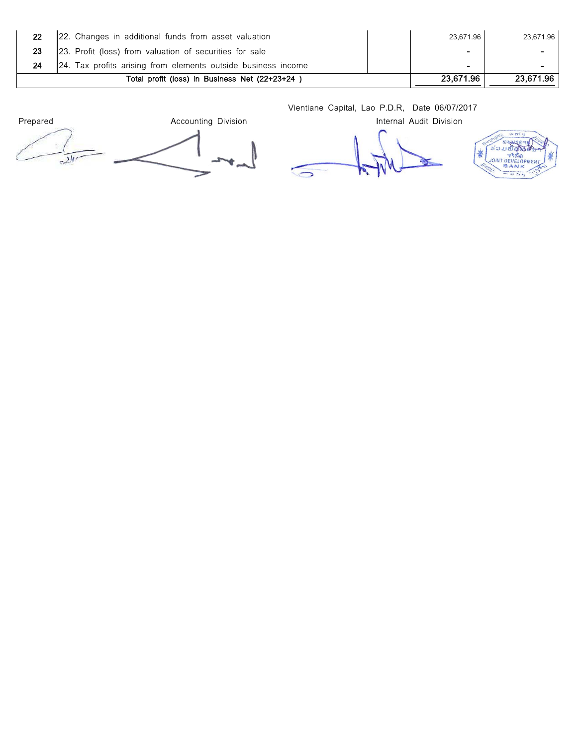| | | | | |
|---|---|---|---|---|
| 22 | 22. Changes in additional funds from asset valuation | | 23,671.96 | 23,671.96 |
| 23 | 23. Profit (loss) from valuation of securities for sale | | - | - |
| 24 | 24. Tax profits arising from elements outside business income | | - | - |
| | Total profit (loss) in Business Net (22+23+24 ) | | **23,671.96** | **23,671.96** |

Vientiane Capital, Lao P.D.R, Date 06/07/2017

Prepared | Accounting Division | Internal Audit Division

JOINT DEVELOPMENT BANK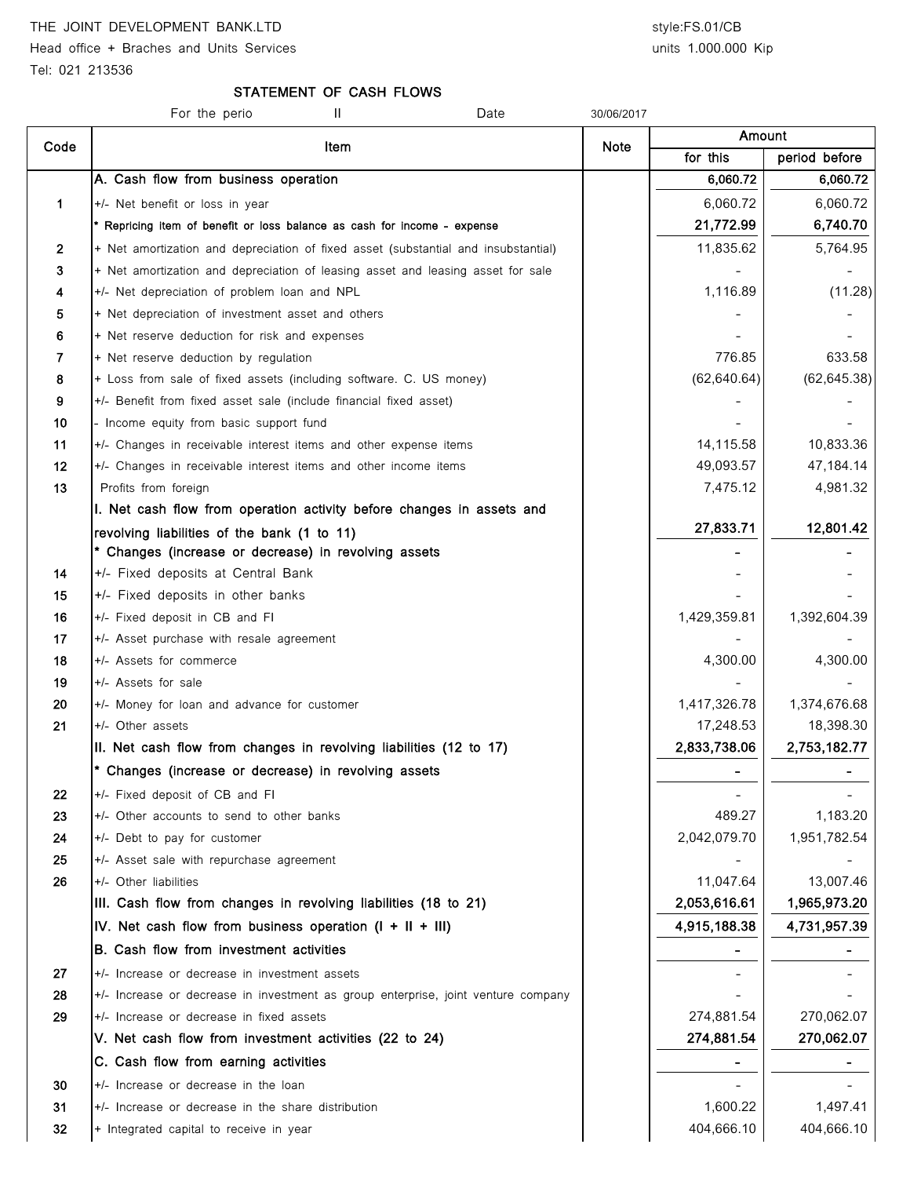THE JOINT DEVELOPMENT BANK.LTD

Head office + Braches and Units Services

Tel: 021 213536

style:FS.01/CB

units 1.000.000 Kip

## STATEMENT OF CASH FLOWS

For the perio II Date 30/06/2017

| Code | Item | Note | Amount for this | Amount period before |
|---|---|---|---|---|
| | **A. Cash flow from business operation** | | **6,060.72** | **6,060.72** |
| 1 | +/- Net benefit or loss in year | | 6,060.72 | 6,060.72 |
| | **\* Repricing item of benefit or loss balance as cash for income - expense** | | **21,772.99** | **6,740.70** |
| 2 | + Net amortization and depreciation of fixed asset (substantial and insubstantial) | | 11,835.62 | 5,764.95 |
| 3 | + Net amortization and depreciation of leasing asset and leasing asset for sale | | - | - |
| 4 | +/- Net depreciation of problem loan and NPL | | 1,116.89 | (11.28) |
| 5 | + Net depreciation of investment asset and others | | - | - |
| 6 | + Net reserve deduction for risk and expenses | | - | - |
| 7 | + Net reserve deduction by regulation | | 776.85 | 633.58 |
| 8 | + Loss from sale of fixed assets (including software. C. US money) | | (62,640.64) | (62,645.38) |
| 9 | +/- Benefit from fixed asset sale (include financial fixed asset) | | - | - |
| 10 | - Income equity from basic support fund | | - | - |
| 11 | +/- Changes in receivable interest items and other expense items | | 14,115.58 | 10,833.36 |
| 12 | +/- Changes in receivable interest items and other income items | | 49,093.57 | 47,184.14 |
| 13 | Profits from foreign | | 7,475.12 | 4,981.32 |
| | **I. Net cash flow from operation activity before changes in assets and revolving liabilities of the bank (1 to 11)** | | **27,833.71** | **12,801.42** |
| | **\* Changes (increase or decrease) in revolving assets** | | - | - |
| 14 | +/- Fixed deposits at Central Bank | | - | - |
| 15 | +/- Fixed deposits in other banks | | - | - |
| 16 | +/- Fixed deposit in CB and FI | | 1,429,359.81 | 1,392,604.39 |
| 17 | +/- Asset purchase with resale agreement | | - | - |
| 18 | +/- Assets for commerce | | 4,300.00 | 4,300.00 |
| 19 | +/- Assets for sale | | - | - |
| 20 | +/- Money for loan and advance for customer | | 1,417,326.78 | 1,374,676.68 |
| 21 | +/- Other assets | | 17,248.53 | 18,398.30 |
| | **II. Net cash flow from changes in revolving liabilities (12 to 17)** | | **2,833,738.06** | **2,753,182.77** |
| | **\* Changes (increase or decrease) in revolving assets** | | **-** | **-** |
| 22 | +/- Fixed deposit of CB and FI | | - | - |
| 23 | +/- Other accounts to send to other banks | | 489.27 | 1,183.20 |
| 24 | +/- Debt to pay for customer | | 2,042,079.70 | 1,951,782.54 |
| 25 | +/- Asset sale with repurchase agreement | | - | - |
| 26 | +/- Other liabilities | | 11,047.64 | 13,007.46 |
| | **III. Cash flow from changes in revolving liabilities (18 to 21)** | | **2,053,616.61** | **1,965,973.20** |
| | **IV. Net cash flow from business operation (I + II + III)** | | **4,915,188.38** | **4,731,957.39** |
| | **B. Cash flow from investment activities** | | **-** | **-** |
| 27 | +/- Increase or decrease in investment assets | | - | - |
| 28 | +/- Increase or decrease in investment as group enterprise, joint venture company | | - | - |
| 29 | +/- Increase or decrease in fixed assets | | 274,881.54 | 270,062.07 |
| | **V. Net cash flow from investment activities (22 to 24)** | | **274,881.54** | **270,062.07** |
| | **C. Cash flow from earning activities** | | **-** | **-** |
| 30 | +/- Increase or decrease in the loan | | - | - |
| 31 | +/- Increase or decrease in the share distribution | | 1,600.22 | 1,497.41 |
| 32 | + Integrated capital to receive in year | | 404,666.10 | 404,666.10 |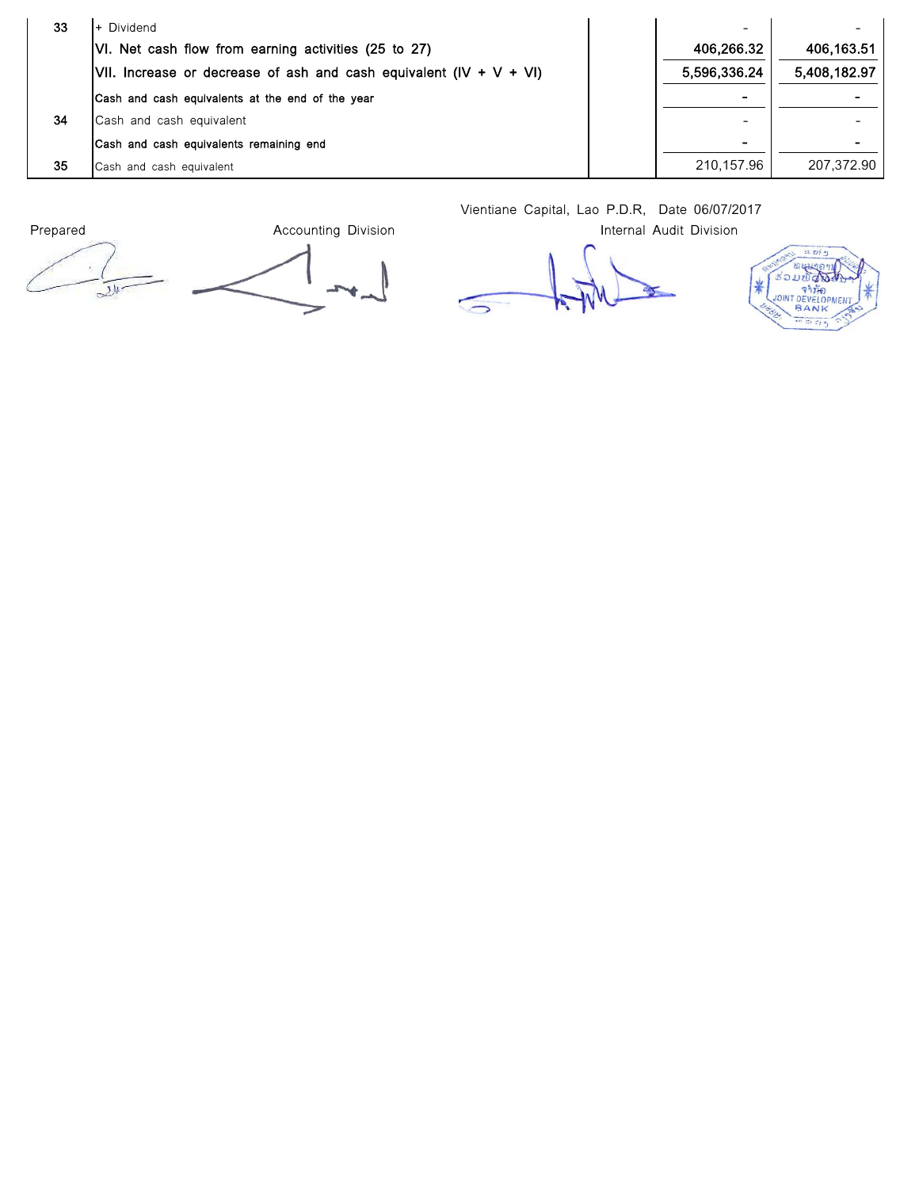| | | | | |
|---|---|---|---|---|
| 33 | + Dividend | | - | - |
| | **VI. Net cash flow from earning activities (25 to 27)** | | **406,266.32** | **406,163.51** |
| | **VII. Increase or decrease of ash and cash equivalent (IV + V + VI)** | | **5,596,336.24** | **5,408,182.97** |
| | **Cash and cash equivalents at the end of the year** | | **-** | **-** |
| 34 | Cash and cash equivalent | | - | - |
| | **Cash and cash equivalents remaining end** | | **-** | **-** |
| 35 | Cash and cash equivalent | | 210,157.96 | 207,372.90 |

Vientiane Capital, Lao P.D.R, Date 06/07/2017

Prepared

Accounting Division

Internal Audit Division

JOINT DEVELOPMENT BANK